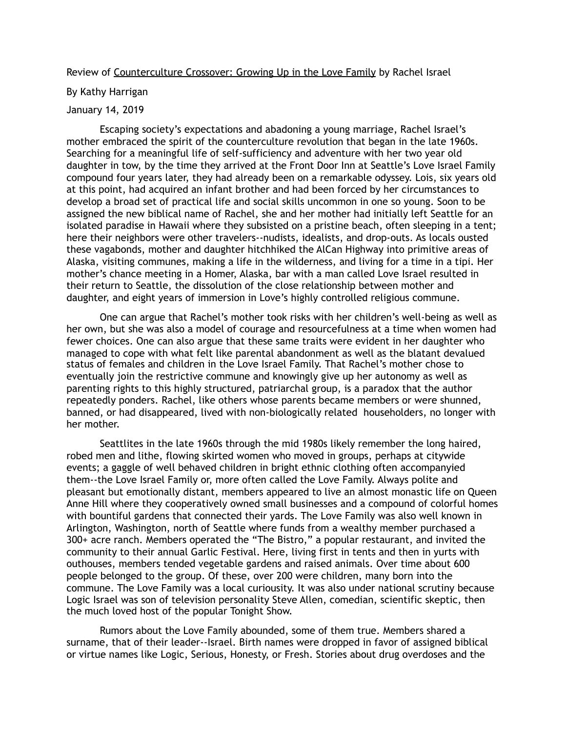Review of <u>Counterculture Crossover: Growing Up in the Love Family</u> by Rachel Israel

By Kathy Harrigan

January 14, 2019

Escaping society's expectations and abadoning a young marriage, Rachel Israel's mother embraced the spirit of the counterculture revolution that began in the late 1960s. Searching for a meaningful life of self-sufficiency and adventure with her two year old daughter in tow, by the time they arrived at the Front Door Inn at Seattle's Love Israel Family compound four years later, they had already been on a remarkable odyssey. Lois, six years old at this point, had acquired an infant brother and had been forced by her circumstances to develop a broad set of practical life and social skills uncommon in one so young. Soon to be assigned the new biblical name of Rachel, she and her mother had initially left Seattle for an isolated paradise in Hawaii where they subsisted on a pristine beach, often sleeping in a tent; here their neighbors were other travelers--nudists, idealists, and drop-outs. As locals ousted these vagabonds, mother and daughter hitchhiked the AlCan Highway into primitive areas of Alaska, visiting communes, making a life in the wilderness, and living for a time in a tipi. Her mother's chance meeting in a Homer, Alaska, bar with a man called Love Israel resulted in their return to Seattle, the dissolution of the close relationship between mother and daughter, and eight years of immersion in Love's highly controlled religious commune.

One can argue that Rachel's mother took risks with her children's well-being as well as her own, but she was also a model of courage and resourcefulness at a time when women had fewer choices. One can also argue that these same traits were evident in her daughter who managed to cope with what felt like parental abandonment as well as the blatant devalued status of females and children in the Love Israel Family. That Rachel's mother chose to eventually join the restrictive commune and knowingly give up her autonomy as well as parenting rights to this highly structured, patriarchal group, is a paradox that the author repeatedly ponders. Rachel, like others whose parents became members or were shunned, banned, or had disappeared, lived with non-biologically related householders, no longer with her mother.

Seattlites in the late 1960s through the mid 1980s likely remember the long haired, robed men and lithe, flowing skirted women who moved in groups, perhaps at citywide events; a gaggle of well behaved children in bright ethnic clothing often accompanyied them--the Love Israel Family or, more often called the Love Family. Always polite and pleasant but emotionally distant, members appeared to live an almost monastic life on Queen Anne Hill where they cooperatively owned small businesses and a compound of colorful homes with bountiful gardens that connected their yards. The Love Family was also well known in Arlington, Washington, north of Seattle where funds from a wealthy member purchased a 300+ acre ranch. Members operated the "The Bistro," a popular restaurant, and invited the community to their annual Garlic Festival. Here, living first in tents and then in yurts with outhouses, members tended vegetable gardens and raised animals. Over time about 600 people belonged to the group. Of these, over 200 were children, many born into the commune. The Love Family was a local curiousity. It was also under national scrutiny because Logic Israel was son of television personality Steve Allen, comedian, scientific skeptic, then the much loved host of the popular Tonight Show.

Rumors about the Love Family abounded, some of them true. Members shared a surname, that of their leader--Israel. Birth names were dropped in favor of assigned biblical or virtue names like Logic, Serious, Honesty, or Fresh. Stories about drug overdoses and the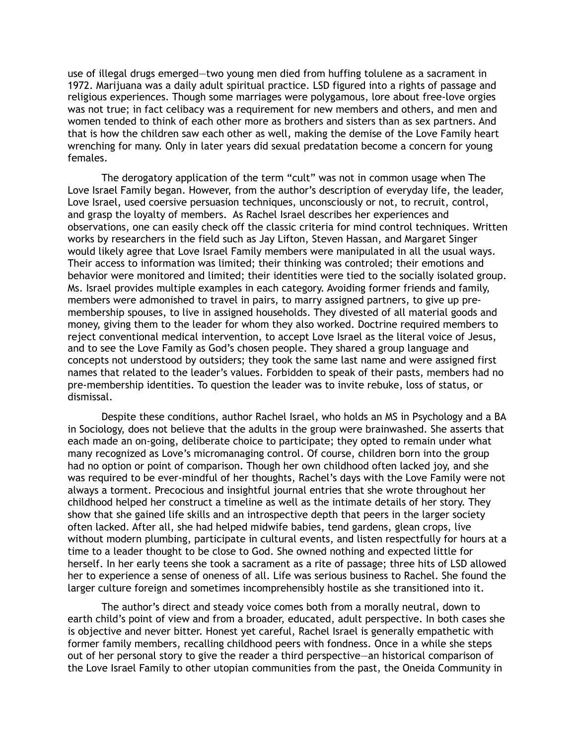use of illegal drugs emerged—two young men died from huffing tolulene as a sacrament in 1972. Marijuana was a daily adult spiritual practice. LSD figured into a rights of passage and religious experiences. Though some marriages were polygamous, lore about free-love orgies was not true; in fact celibacy was a requirement for new members and others, and men and women tended to think of each other more as brothers and sisters than as sex partners. And that is how the children saw each other as well, making the demise of the Love Family heart wrenching for many. Only in later years did sexual predatation become a concern for young females.

The derogatory application of the term "cult" was not in common usage when The Love Israel Family began. However, from the author's description of everyday life, the leader, Love Israel, used coersive persuasion techniques, unconsciously or not, to recruit, control, and grasp the loyalty of members. As Rachel Israel describes her experiences and observations, one can easily check off the classic criteria for mind control techniques. Written works by researchers in the field such as Jay Lifton, Steven Hassan, and Margaret Singer would likely agree that Love Israel Family members were manipulated in all the usual ways. Their access to information was limited; their thinking was controled; their emotions and behavior were monitored and limited; their identities were tied to the socially isolated group. Ms. Israel provides multiple examples in each category. Avoiding former friends and family, members were admonished to travel in pairs, to marry assigned partners, to give up pre-membership spouses, to live in assigned households. They divested of all material goods and money, giving them to the leader for whom they also worked. Doctrine required members to reject conventional medical intervention, to accept Love Israel as the literal voice of Jesus, and to see the Love Family as God's chosen people. They shared a group language and concepts not understood by outsiders; they took the same last name and were assigned first names that related to the leader's values. Forbidden to speak of their pasts, members had no pre-membership identities. To question the leader was to invite rebuke, loss of status, or dismissal.

Despite these conditions, author Rachel Israel, who holds an MS in Psychology and a BA in Sociology, does not believe that the adults in the group were brainwashed. She asserts that each made an on-going, deliberate choice to participate; they opted to remain under what many recognized as Love's micromanaging control. Of course, children born into the group had no option or point of comparison. Though her own childhood often lacked joy, and she was required to be ever-mindful of her thoughts, Rachel's days with the Love Family were not always a torment. Precocious and insightful journal entries that she wrote throughout her childhood helped her construct a timeline as well as the intimate details of her story. They show that she gained life skills and an introspective depth that peers in the larger society often lacked. After all, she had helped midwife babies, tend gardens, glean crops, live without modern plumbing, participate in cultural events, and listen respectfully for hours at a time to a leader thought to be close to God. She owned nothing and expected little for herself. In her early teens she took a sacrament as a rite of passage; three hits of LSD allowed her to experience a sense of oneness of all. Life was serious business to Rachel. She found the larger culture foreign and sometimes incomprehensibly hostile as she transitioned into it.

The author's direct and steady voice comes both from a morally neutral, down to earth child's point of view and from a broader, educated, adult perspective. In both cases she is objective and never bitter. Honest yet careful, Rachel Israel is generally empathetic with former family members, recalling childhood peers with fondness. Once in a while she steps out of her personal story to give the reader a third perspective—an historical comparison of the Love Israel Family to other utopian communities from the past, the Oneida Community in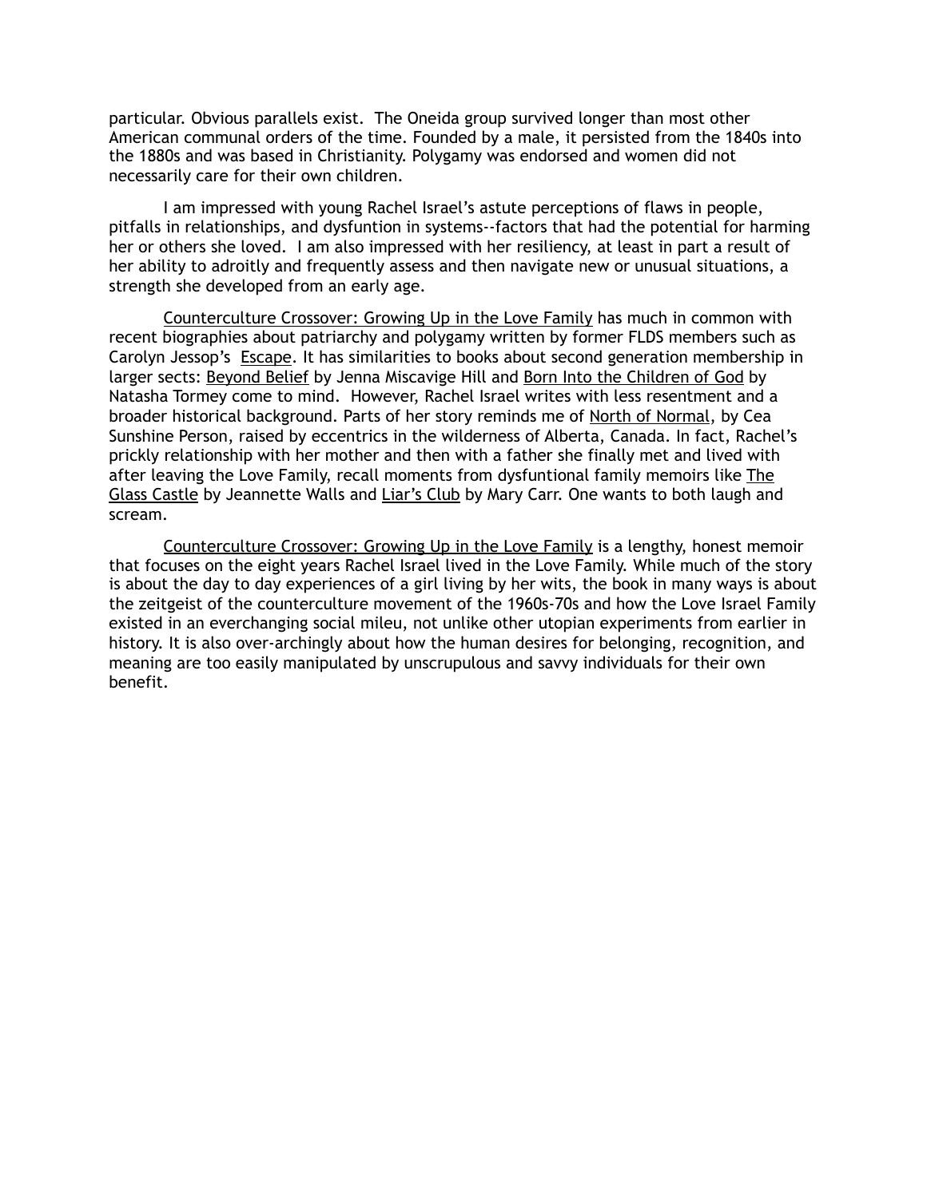particular. Obvious parallels exist. The Oneida group survived longer than most other American communal orders of the time. Founded by a male, it persisted from the 1840s into the 1880s and was based in Christianity. Polygamy was endorsed and women did not necessarily care for their own children.

I am impressed with young Rachel Israel's astute perceptions of flaws in people, pitfalls in relationships, and dysfuntion in systems--factors that had the potential for harming her or others she loved. I am also impressed with her resiliency, at least in part a result of her ability to adroitly and frequently assess and then navigate new or unusual situations, a strength she developed from an early age.

<u>Counterculture Crossover: Growing Up in the Love Family</u> has much in common with recent biographies about patriarchy and polygamy written by former FLDS members such as Carolyn Jessop's <u>Escape</u>. It has similarities to books about second generation membership in larger sects: <u>Beyond Belief</u> by Jenna Miscavige Hill and <u>Born Into the Children of God</u> by Natasha Tormey come to mind. However, Rachel Israel writes with less resentment and a broader historical background. Parts of her story reminds me of <u>North of Normal</u>, by Cea Sunshine Person, raised by eccentrics in the wilderness of Alberta, Canada. In fact, Rachel's prickly relationship with her mother and then with a father she finally met and lived with after leaving the Love Family, recall moments from dysfuntional family memoirs like <u>The Glass Castle</u> by Jeannette Walls and <u>Liar's Club</u> by Mary Carr. One wants to both laugh and scream.

<u>Counterculture Crossover: Growing Up in the Love Family</u> is a lengthy, honest memoir that focuses on the eight years Rachel Israel lived in the Love Family. While much of the story is about the day to day experiences of a girl living by her wits, the book in many ways is about the zeitgeist of the counterculture movement of the 1960s-70s and how the Love Israel Family existed in an everchanging social mileu, not unlike other utopian experiments from earlier in history. It is also over-archingly about how the human desires for belonging, recognition, and meaning are too easily manipulated by unscrupulous and savvy individuals for their own benefit.